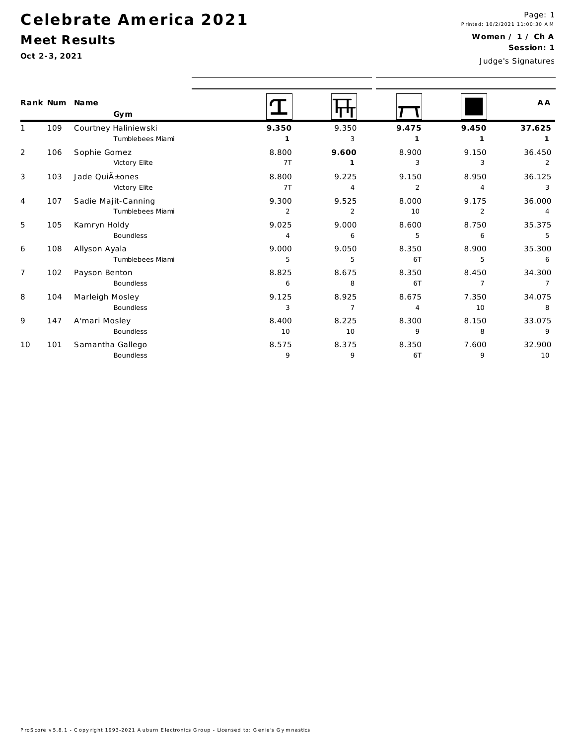# Celebrate America 2021

## Meet Results

Oct 2-3, 2021

Printed: 10/2/2021 11:00:30 AM

**Women / 1 / Ch A**

**Session: 1**

Judge's Signatures

| Rank | Num | Name / Gym | Vault | Bars | Beam | Floor | AA |
|---|---|---|---|---|---|---|---|
| 1 | 109 | Courtney Haliniewski<br>Tumblebees Miami | **9.350**<br>**1** | 9.350<br>3 | **9.475**<br>**1** | **9.450**<br>**1** | **37.625**<br>**1** |
| 2 | 106 | Sophie Gomez<br>Victory Elite | 8.800<br>7T | **9.600**<br>**1** | 8.900<br>3 | 9.150<br>3 | 36.450<br>2 |
| 3 | 103 | Jade QuiÃ±ones<br>Victory Elite | 8.800<br>7T | 9.225<br>4 | 9.150<br>2 | 8.950<br>4 | 36.125<br>3 |
| 4 | 107 | Sadie Majit-Canning<br>Tumblebees Miami | 9.300<br>2 | 9.525<br>2 | 8.000<br>10 | 9.175<br>2 | 36.000<br>4 |
| 5 | 105 | Kamryn Holdy<br>Boundless | 9.025<br>4 | 9.000<br>6 | 8.600<br>5 | 8.750<br>6 | 35.375<br>5 |
| 6 | 108 | Allyson Ayala<br>Tumblebees Miami | 9.000<br>5 | 9.050<br>5 | 8.350<br>6T | 8.900<br>5 | 35.300<br>6 |
| 7 | 102 | Payson Benton<br>Boundless | 8.825<br>6 | 8.675<br>8 | 8.350<br>6T | 8.450<br>7 | 34.300<br>7 |
| 8 | 104 | Marleigh Mosley<br>Boundless | 9.125<br>3 | 8.925<br>7 | 8.675<br>4 | 7.350<br>10 | 34.075<br>8 |
| 9 | 147 | A'mari Mosley<br>Boundless | 8.400<br>10 | 8.225<br>10 | 8.300<br>9 | 8.150<br>8 | 33.075<br>9 |
| 10 | 101 | Samantha Gallego<br>Boundless | 8.575<br>9 | 8.375<br>9 | 8.350<br>6T | 7.600<br>9 | 32.900<br>10 |

ProScore v5.8.1 - Copyright 1993-2021 Auburn Electronics Group - Licensed to: Genie's Gymnastics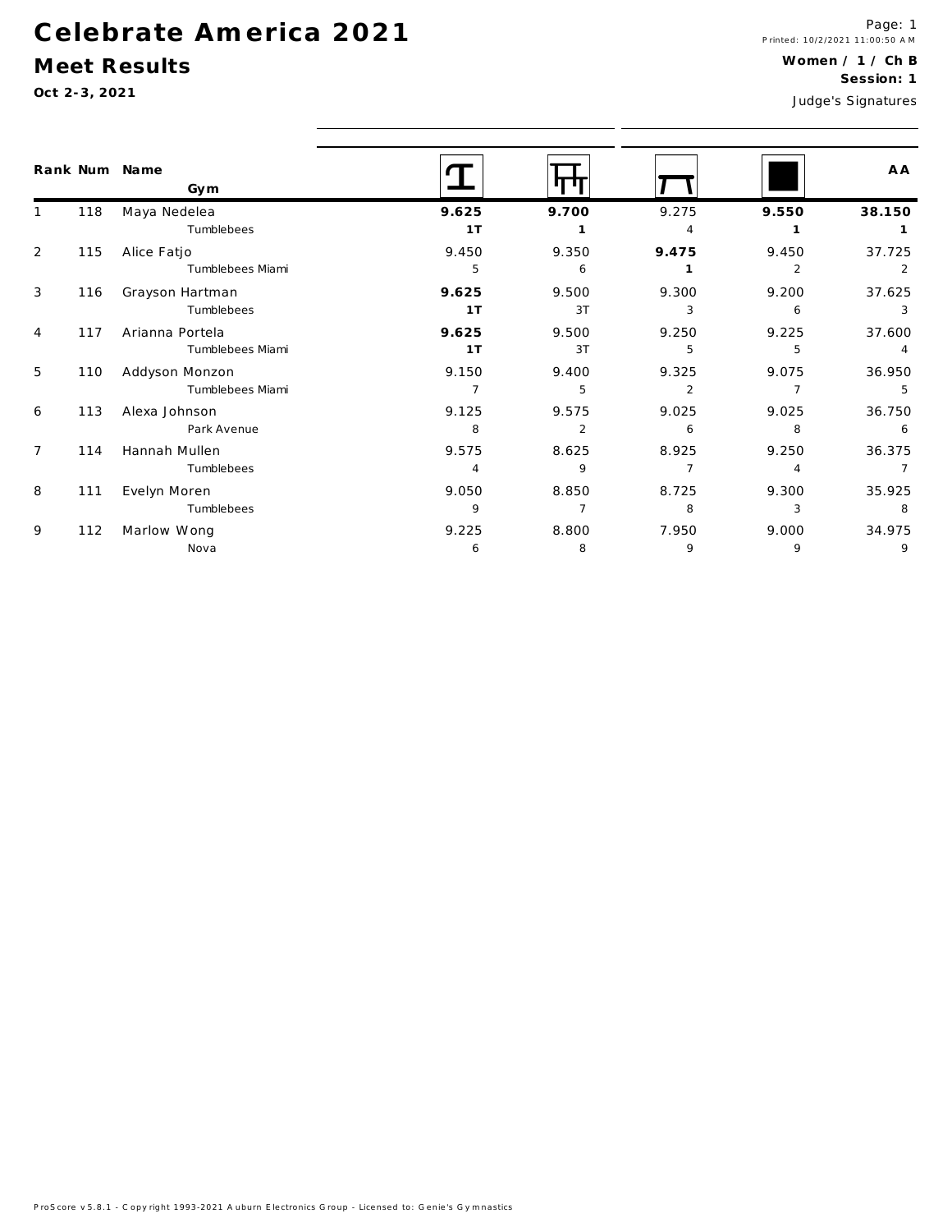# Celebrate America 2021

## Meet Results

**Oct 2-3, 2021**

Printed: 10/2/2021 11:00:50 AM

**Women / 1 / Ch B**

**Session: 1**

Judge's Signatures

| Rank | Num | Name / Gym | Vault | Bars | Beam | Floor | AA |
|---|---|---|---|---|---|---|---|
| 1 | 118 | Maya Nedelea<br>Tumblebees | **9.625**<br>**1T** | **9.700**<br>**1** | 9.275<br>4 | **9.550**<br>**1** | **38.150**<br>**1** |
| 2 | 115 | Alice Fatjo<br>Tumblebees Miami | 9.450<br>5 | 9.350<br>6 | **9.475**<br>**1** | 9.450<br>2 | 37.725<br>2 |
| 3 | 116 | Grayson Hartman<br>Tumblebees | **9.625**<br>**1T** | 9.500<br>3T | 9.300<br>3 | 9.200<br>6 | 37.625<br>3 |
| 4 | 117 | Arianna Portela<br>Tumblebees Miami | **9.625**<br>**1T** | 9.500<br>3T | 9.250<br>5 | 9.225<br>5 | 37.600<br>4 |
| 5 | 110 | Addyson Monzon<br>Tumblebees Miami | 9.150<br>7 | 9.400<br>5 | 9.325<br>2 | 9.075<br>7 | 36.950<br>5 |
| 6 | 113 | Alexa Johnson<br>Park Avenue | 9.125<br>8 | 9.575<br>2 | 9.025<br>6 | 9.025<br>8 | 36.750<br>6 |
| 7 | 114 | Hannah Mullen<br>Tumblebees | 9.575<br>4 | 8.625<br>9 | 8.925<br>7 | 9.250<br>4 | 36.375<br>7 |
| 8 | 111 | Evelyn Moren<br>Tumblebees | 9.050<br>9 | 8.850<br>7 | 8.725<br>8 | 9.300<br>3 | 35.925<br>8 |
| 9 | 112 | Marlow Wong<br>Nova | 9.225<br>6 | 8.800<br>8 | 7.950<br>9 | 9.000<br>9 | 34.975<br>9 |

ProScore v5.8.1 - Copyright 1993-2021 Auburn Electronics Group - Licensed to: Genie's Gymnastics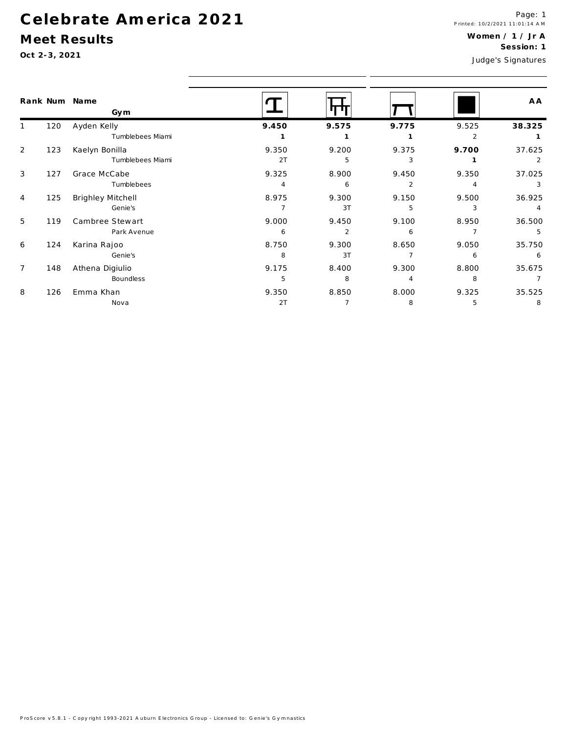# Celebrate America 2021

## Meet Results

**Oct 2-3, 2021**

Printed: 10/2/2021 11:01:14 AM

**Women / 1 / Jr A**

**Session: 1**

Judge's Signatures

| Rank | Num | Name / Gym | Vault | Bars | Beam | Floor | AA |
|---|---|---|---|---|---|---|---|
| 1 | 120 | Ayden Kelly<br>Tumblebees Miami | **9.450**<br>**1** | **9.575**<br>**1** | **9.775**<br>**1** | 9.525<br>2 | **38.325**<br>**1** |
| 2 | 123 | Kaelyn Bonilla<br>Tumblebees Miami | 9.350<br>2T | 9.200<br>5 | 9.375<br>3 | **9.700**<br>**1** | 37.625<br>2 |
| 3 | 127 | Grace McCabe<br>Tumblebees | 9.325<br>4 | 8.900<br>6 | 9.450<br>2 | 9.350<br>4 | 37.025<br>3 |
| 4 | 125 | Brighley Mitchell<br>Genie's | 8.975<br>7 | 9.300<br>3T | 9.150<br>5 | 9.500<br>3 | 36.925<br>4 |
| 5 | 119 | Cambree Stewart<br>Park Avenue | 9.000<br>6 | 9.450<br>2 | 9.100<br>6 | 8.950<br>7 | 36.500<br>5 |
| 6 | 124 | Karina Rajoo<br>Genie's | 8.750<br>8 | 9.300<br>3T | 8.650<br>7 | 9.050<br>6 | 35.750<br>6 |
| 7 | 148 | Athena Digiulio<br>Boundless | 9.175<br>5 | 8.400<br>8 | 9.300<br>4 | 8.800<br>8 | 35.675<br>7 |
| 8 | 126 | Emma Khan<br>Nova | 9.350<br>2T | 8.850<br>7 | 8.000<br>8 | 9.325<br>5 | 35.525<br>8 |

ProScore v5.8.1 - Copyright 1993-2021 Auburn Electronics Group - Licensed to: Genie's Gymnastics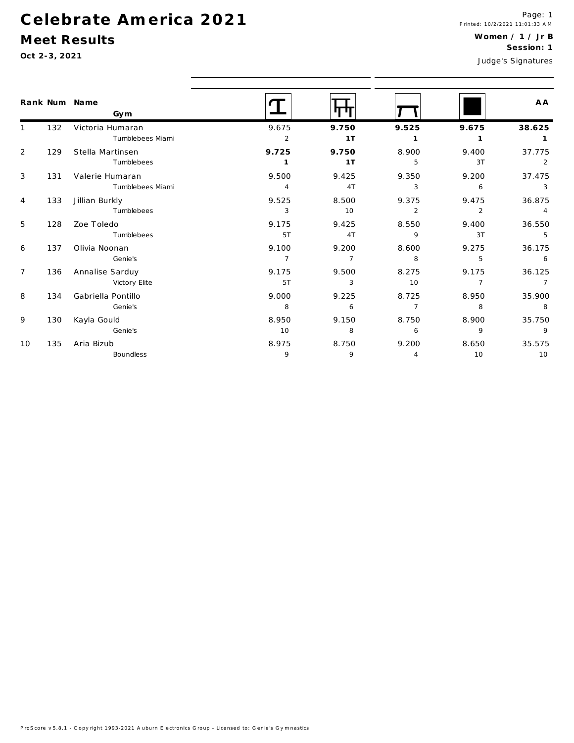# Celebrate America 2021

## Meet Results

**Oct 2-3, 2021**

Printed: 10/2/2021 11:01:33 AM

**Women / 1 / Jr B**

**Session: 1**

Judge's Signatures

| Rank | Num | Name / Gym | Vault | Bars | Beam | Floor | AA |
|---|---|---|---|---|---|---|---|
| 1 | 132 | Victoria Humaran<br>Tumblebees Miami | 9.675<br>2 | **9.750**<br>**1T** | **9.525**<br>**1** | **9.675**<br>**1** | **38.625**<br>**1** |
| 2 | 129 | Stella Martinsen<br>Tumblebees | **9.725**<br>**1** | **9.750**<br>**1T** | 8.900<br>5 | 9.400<br>3T | 37.775<br>2 |
| 3 | 131 | Valerie Humaran<br>Tumblebees Miami | 9.500<br>4 | 9.425<br>4T | 9.350<br>3 | 9.200<br>6 | 37.475<br>3 |
| 4 | 133 | Jillian Burkly<br>Tumblebees | 9.525<br>3 | 8.500<br>10 | 9.375<br>2 | 9.475<br>2 | 36.875<br>4 |
| 5 | 128 | Zoe Toledo<br>Tumblebees | 9.175<br>5T | 9.425<br>4T | 8.550<br>9 | 9.400<br>3T | 36.550<br>5 |
| 6 | 137 | Olivia Noonan<br>Genie's | 9.100<br>7 | 9.200<br>7 | 8.600<br>8 | 9.275<br>5 | 36.175<br>6 |
| 7 | 136 | Annalise Sarduy<br>Victory Elite | 9.175<br>5T | 9.500<br>3 | 8.275<br>10 | 9.175<br>7 | 36.125<br>7 |
| 8 | 134 | Gabriella Pontillo<br>Genie's | 9.000<br>8 | 9.225<br>6 | 8.725<br>7 | 8.950<br>8 | 35.900<br>8 |
| 9 | 130 | Kayla Gould<br>Genie's | 8.950<br>10 | 9.150<br>8 | 8.750<br>6 | 8.900<br>9 | 35.750<br>9 |
| 10 | 135 | Aria Bizub<br>Boundless | 8.975<br>9 | 8.750<br>9 | 9.200<br>4 | 8.650<br>10 | 35.575<br>10 |

ProScore v5.8.1 - Copyright 1993-2021 Auburn Electronics Group - Licensed to: Genie's Gymnastics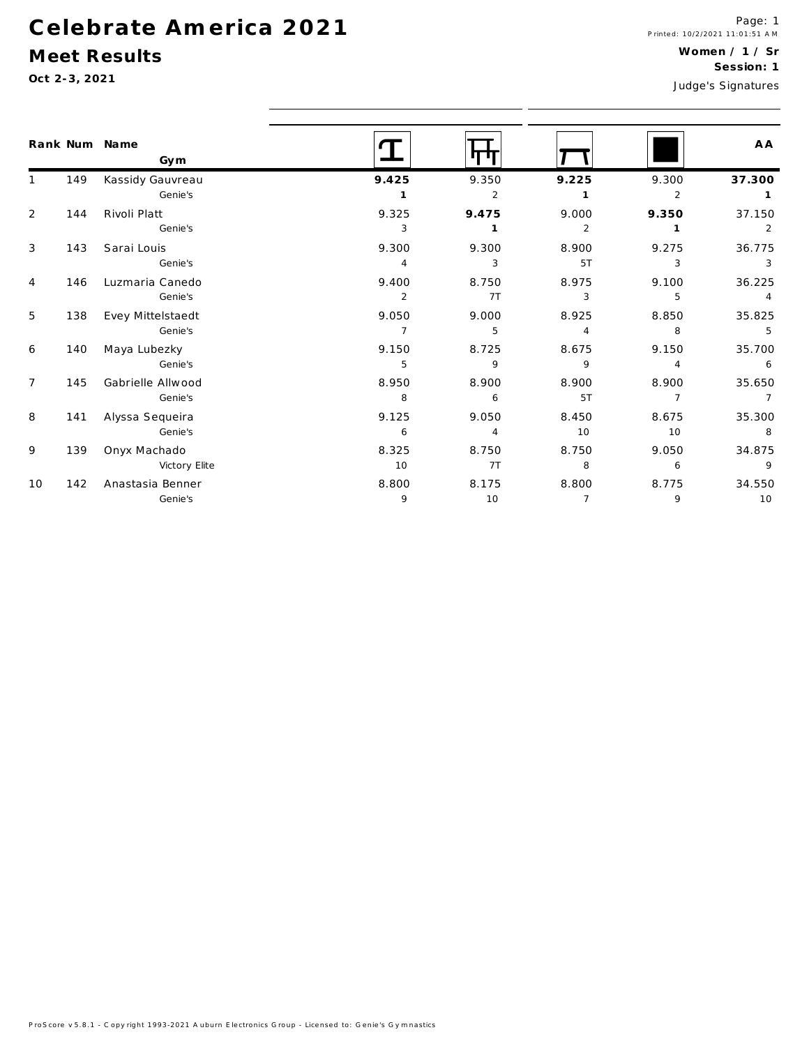# Celebrate America 2021

## Meet Results

**Oct 2-3, 2021**

Printed: 10/2/2021 11:01:51 AM

**Women / 1 / Sr**

**Session: 1**

Judge's Signatures

| Rank | Num | Name / Gym | Vault | Bars | Beam | Floor | AA |
|---|---|---|---|---|---|---|---|
| 1 | 149 | Kassidy Gauvreau | **9.425** | 9.350 | **9.225** | 9.300 | **37.300** |
| | | Genie's | **1** | 2 | **1** | 2 | **1** |
| 2 | 144 | Rivoli Platt | 9.325 | **9.475** | 9.000 | **9.350** | 37.150 |
| | | Genie's | 3 | **1** | 2 | **1** | 2 |
| 3 | 143 | Sarai Louis | 9.300 | 9.300 | 8.900 | 9.275 | 36.775 |
| | | Genie's | 4 | 3 | 5T | 3 | 3 |
| 4 | 146 | Luzmaria Canedo | 9.400 | 8.750 | 8.975 | 9.100 | 36.225 |
| | | Genie's | 2 | 7T | 3 | 5 | 4 |
| 5 | 138 | Evey Mittelstaedt | 9.050 | 9.000 | 8.925 | 8.850 | 35.825 |
| | | Genie's | 7 | 5 | 4 | 8 | 5 |
| 6 | 140 | Maya Lubezky | 9.150 | 8.725 | 8.675 | 9.150 | 35.700 |
| | | Genie's | 5 | 9 | 9 | 4 | 6 |
| 7 | 145 | Gabrielle Allwood | 8.950 | 8.900 | 8.900 | 8.900 | 35.650 |
| | | Genie's | 8 | 6 | 5T | 7 | 7 |
| 8 | 141 | Alyssa Sequeira | 9.125 | 9.050 | 8.450 | 8.675 | 35.300 |
| | | Genie's | 6 | 4 | 10 | 10 | 8 |
| 9 | 139 | Onyx Machado | 8.325 | 8.750 | 8.750 | 9.050 | 34.875 |
| | | Victory Elite | 10 | 7T | 8 | 6 | 9 |
| 10 | 142 | Anastasia Benner | 8.800 | 8.175 | 8.800 | 8.775 | 34.550 |
| | | Genie's | 9 | 10 | 7 | 9 | 10 |

ProScore v5.8.1 - Copyright 1993-2021 Auburn Electronics Group - Licensed to: Genie's Gymnastics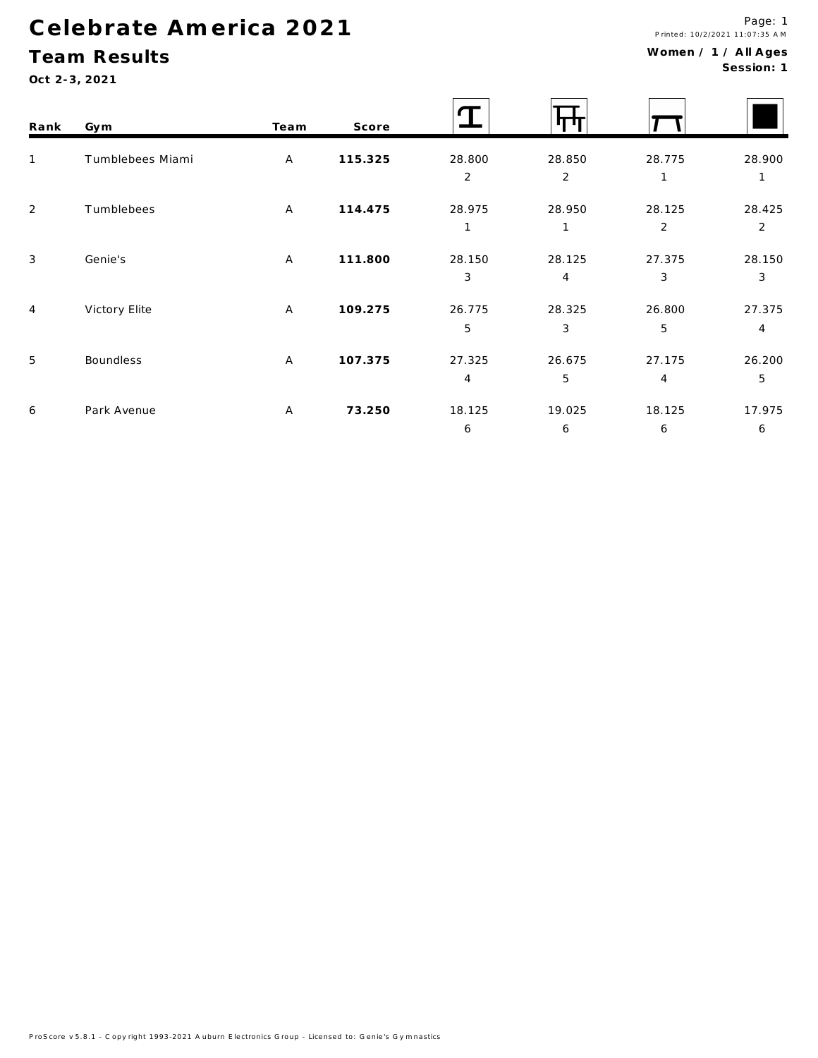# Celebrate America 2021

## Team Results

**Oct 2-3, 2021**

Printed: 10/2/2021 11:07:35 AM

**Women / 1 / All Ages**
**Session: 1**

| Rank | Gym | Team | Score | Vault | Bars | Beam | Floor |
|---|---|---|---|---|---|---|---|
| 1 | Tumblebees Miami | A | **115.325** | 28.800<br>2 | 28.850<br>2 | 28.775<br>1 | 28.900<br>1 |
| 2 | Tumblebees | A | **114.475** | 28.975<br>1 | 28.950<br>1 | 28.125<br>2 | 28.425<br>2 |
| 3 | Genie's | A | **111.800** | 28.150<br>3 | 28.125<br>4 | 27.375<br>3 | 28.150<br>3 |
| 4 | Victory Elite | A | **109.275** | 26.775<br>5 | 28.325<br>3 | 26.800<br>5 | 27.375<br>4 |
| 5 | Boundless | A | **107.375** | 27.325<br>4 | 26.675<br>5 | 27.175<br>4 | 26.200<br>5 |
| 6 | Park Avenue | A | **73.250** | 18.125<br>6 | 19.025<br>6 | 18.125<br>6 | 17.975<br>6 |

ProScore v5.8.1 - Copyright 1993-2021 Auburn Electronics Group - Licensed to: Genie's Gymnastics